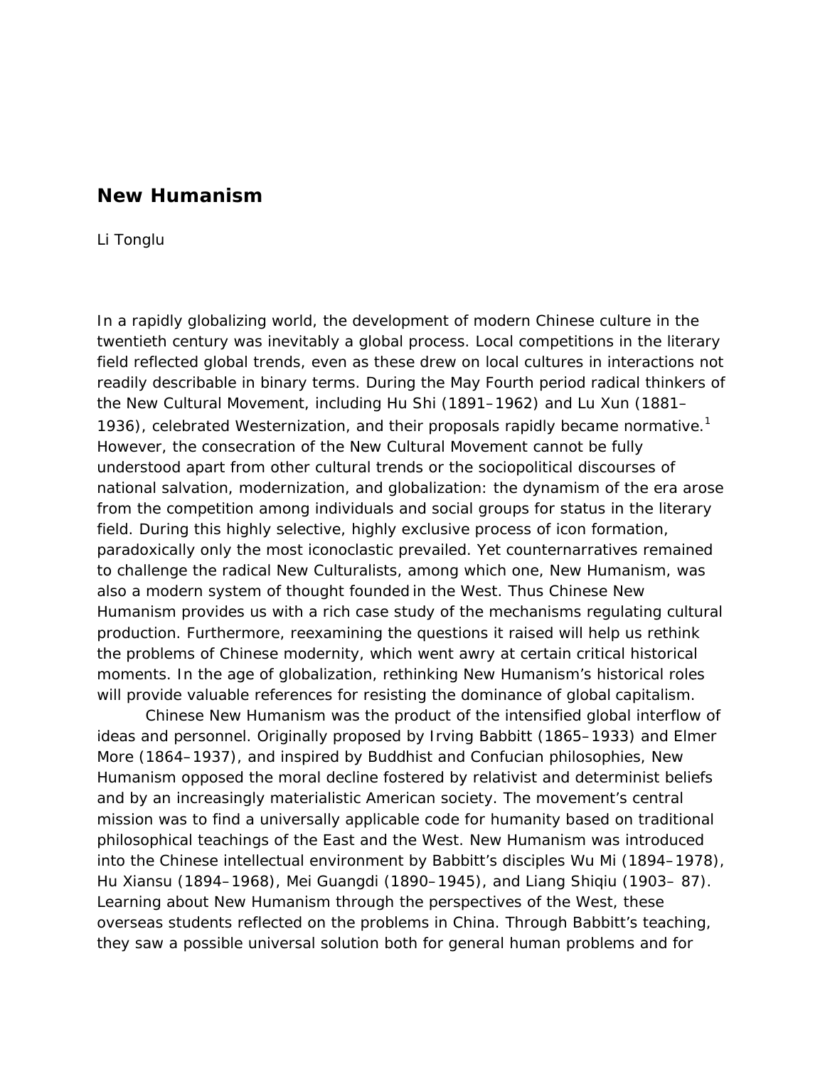# New Humanism

Li Tonglu

In a rapidly globalizing world, the development of modern Chinese culture in the twentieth century was inevitably a global process. Local competitions in the literary field reflected global trends, even as these drew on local cultures in interactions not readily describable in binary terms. During the May Fourth period radical thinkers of the New Cultural Movement, including Hu Shi (1891–1962) and Lu Xun (1881–1936), celebrated Westernization, and their proposals rapidly became normative.[1] However, the consecration of the New Cultural Movement cannot be fully understood apart from other cultural trends or the sociopolitical discourses of national salvation, modernization, and globalization: the dynamism of the era arose from the competition among individuals and social groups for status in the literary field. During this highly selective, highly exclusive process of icon formation, paradoxically only the most iconoclastic prevailed. Yet counternarratives remained to challenge the radical New Culturalists, among which one, New Humanism, was also a modern system of thought founded in the West. Thus Chinese New Humanism provides us with a rich case study of the mechanisms regulating cultural production. Furthermore, reexamining the questions it raised will help us rethink the problems of Chinese modernity, which went awry at certain critical historical moments. In the age of globalization, rethinking New Humanism's historical roles will provide valuable references for resisting the dominance of global capitalism.

Chinese New Humanism was the product of the intensified global interflow of ideas and personnel. Originally proposed by Irving Babbitt (1865–1933) and Elmer More (1864–1937), and inspired by Buddhist and Confucian philosophies, New Humanism opposed the moral decline fostered by relativist and determinist beliefs and by an increasingly materialistic American society. The movement's central mission was to find a universally applicable code for humanity based on traditional philosophical teachings of the East and the West. New Humanism was introduced into the Chinese intellectual environment by Babbitt's disciples Wu Mi (1894–1978), Hu Xiansu (1894–1968), Mei Guangdi (1890–1945), and Liang Shiqiu (1903– 87). Learning about New Humanism through the perspectives of the West, these overseas students reflected on the problems in China. Through Babbitt's teaching, they saw a possible universal solution both for general human problems and for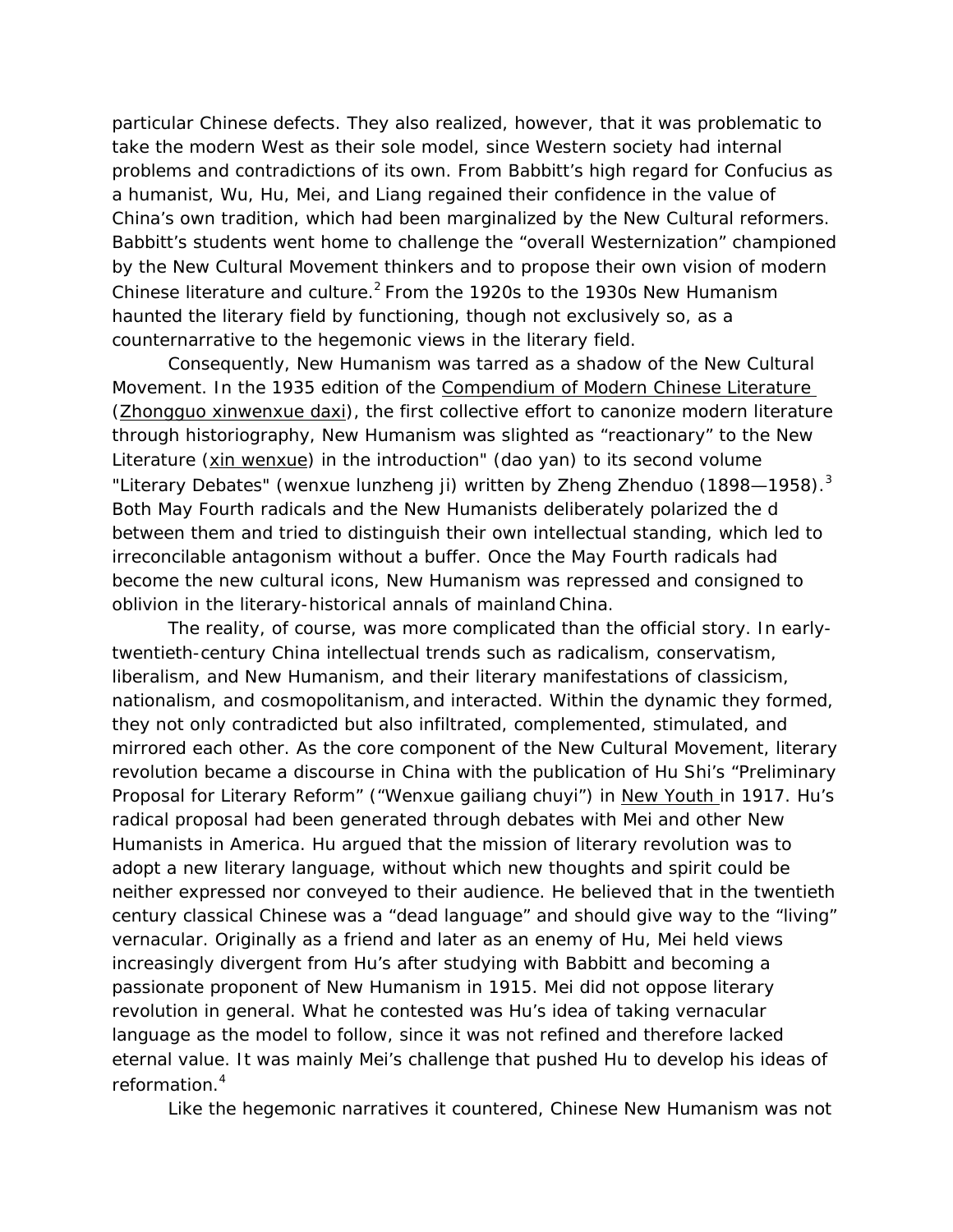particular Chinese defects. They also realized, however, that it was problematic to take the modern West as their sole model, since Western society had internal problems and contradictions of its own. From Babbitt's high regard for Confucius as a humanist, Wu, Hu, Mei, and Liang regained their confidence in the value of China's own tradition, which had been marginalized by the New Cultural reformers. Babbitt's students went home to challenge the "overall Westernization" championed by the New Cultural Movement thinkers and to propose their own vision of modern Chinese literature and culture.[2] From the 1920s to the 1930s New Humanism haunted the literary field by functioning, though not exclusively so, as a counternarrative to the hegemonic views in the literary field.

Consequently, New Humanism was tarred as a shadow of the New Cultural Movement. In the 1935 edition of the Compendium of Modern Chinese Literature (Zhongguo xinwenxue daxi), the first collective effort to canonize modern literature through historiography, New Humanism was slighted as "reactionary" to the New Literature (xin wenxue) in the introduction" (dao yan) to its second volume "Literary Debates" (wenxue lunzheng ji) written by Zheng Zhenduo (1898—1958).[3] Both May Fourth radicals and the New Humanists deliberately polarized the d between them and tried to distinguish their own intellectual standing, which led to irreconcilable antagonism without a buffer. Once the May Fourth radicals had become the new cultural icons, New Humanism was repressed and consigned to oblivion in the literary-historical annals of mainland China.

The reality, of course, was more complicated than the official story. In early-twentieth-century China intellectual trends such as radicalism, conservatism, liberalism, and New Humanism, and their literary manifestations of classicism, nationalism, and cosmopolitanism, and interacted. Within the dynamic they formed, they not only contradicted but also infiltrated, complemented, stimulated, and mirrored each other. As the core component of the New Cultural Movement, literary revolution became a discourse in China with the publication of Hu Shi's "Preliminary Proposal for Literary Reform" ("Wenxue gailiang chuyi") in New Youth in 1917. Hu's radical proposal had been generated through debates with Mei and other New Humanists in America. Hu argued that the mission of literary revolution was to adopt a new literary language, without which new thoughts and spirit could be neither expressed nor conveyed to their audience. He believed that in the twentieth century classical Chinese was a "dead language" and should give way to the "living" vernacular. Originally as a friend and later as an enemy of Hu, Mei held views increasingly divergent from Hu's after studying with Babbitt and becoming a passionate proponent of New Humanism in 1915. Mei did not oppose literary revolution in general. What he contested was Hu's idea of taking vernacular language as the model to follow, since it was not refined and therefore lacked eternal value. It was mainly Mei's challenge that pushed Hu to develop his ideas of reformation.[4]

Like the hegemonic narratives it countered, Chinese New Humanism was not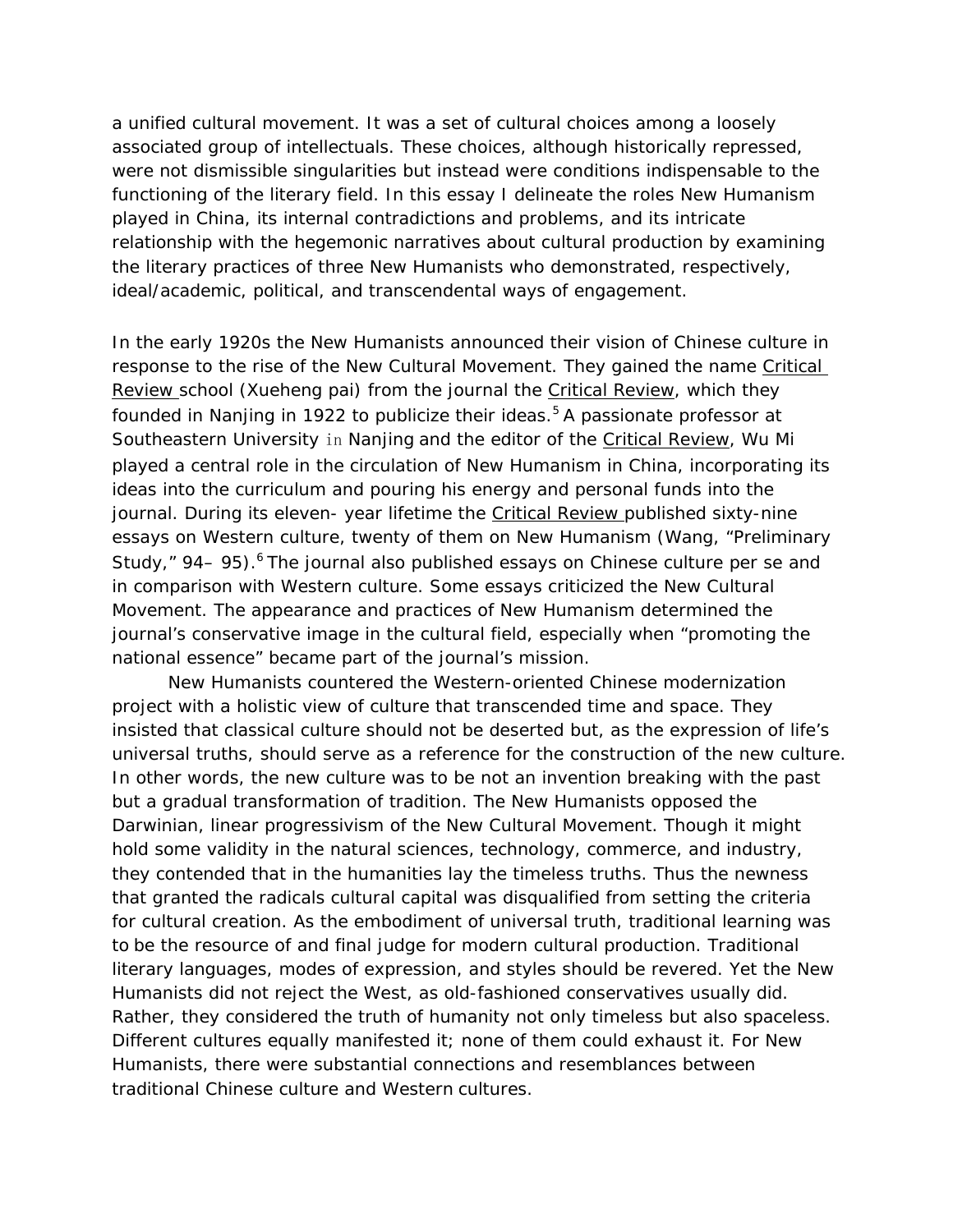a unified cultural movement. It was a set of cultural choices among a loosely associated group of intellectuals. These choices, although historically repressed, were not dismissible singularities but instead were conditions indispensable to the functioning of the literary field. In this essay I delineate the roles New Humanism played in China, its internal contradictions and problems, and its intricate relationship with the hegemonic narratives about cultural production by examining the literary practices of three New Humanists who demonstrated, respectively, ideal/academic, political, and transcendental ways of engagement.

In the early 1920s the New Humanists announced their vision of Chinese culture in response to the rise of the New Cultural Movement. They gained the name Critical Review school (Xueheng pai) from the journal the Critical Review, which they founded in Nanjing in 1922 to publicize their ideas.[5] A passionate professor at Southeastern University in Nanjing and the editor of the Critical Review, Wu Mi played a central role in the circulation of New Humanism in China, incorporating its ideas into the curriculum and pouring his energy and personal funds into the journal. During its eleven- year lifetime the Critical Review published sixty-nine essays on Western culture, twenty of them on New Humanism (Wang, "Preliminary Study," 94– 95).[6] The journal also published essays on Chinese culture per se and in comparison with Western culture. Some essays criticized the New Cultural Movement. The appearance and practices of New Humanism determined the journal's conservative image in the cultural field, especially when "promoting the national essence" became part of the journal's mission.

New Humanists countered the Western-oriented Chinese modernization project with a holistic view of culture that transcended time and space. They insisted that classical culture should not be deserted but, as the expression of life's universal truths, should serve as a reference for the construction of the new culture. In other words, the new culture was to be not an invention breaking with the past but a gradual transformation of tradition. The New Humanists opposed the Darwinian, linear progressivism of the New Cultural Movement. Though it might hold some validity in the natural sciences, technology, commerce, and industry, they contended that in the humanities lay the timeless truths. Thus the newness that granted the radicals cultural capital was disqualified from setting the criteria for cultural creation. As the embodiment of universal truth, traditional learning was to be the resource of and final judge for modern cultural production. Traditional literary languages, modes of expression, and styles should be revered. Yet the New Humanists did not reject the West, as old-fashioned conservatives usually did. Rather, they considered the truth of humanity not only timeless but also spaceless. Different cultures equally manifested it; none of them could exhaust it. For New Humanists, there were substantial connections and resemblances between traditional Chinese culture and Western cultures.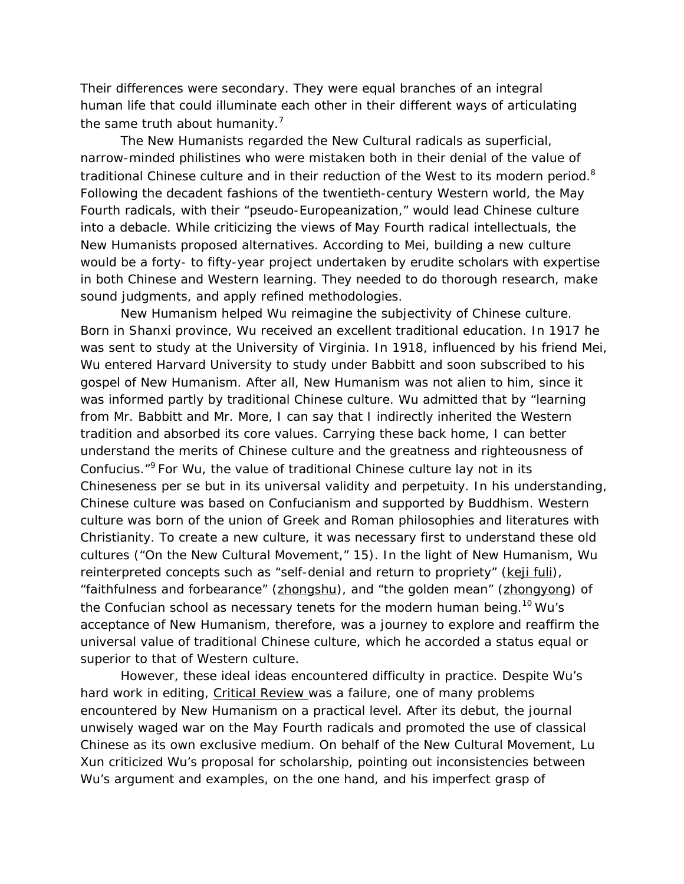Their differences were secondary. They were equal branches of an integral human life that could illuminate each other in their different ways of articulating the same truth about humanity.[7]

The New Humanists regarded the New Cultural radicals as superficial, narrow-minded philistines who were mistaken both in their denial of the value of traditional Chinese culture and in their reduction of the West to its modern period.[8] Following the decadent fashions of the twentieth-century Western world, the May Fourth radicals, with their "pseudo-Europeanization," would lead Chinese culture into a debacle. While criticizing the views of May Fourth radical intellectuals, the New Humanists proposed alternatives. According to Mei, building a new culture would be a forty- to fifty-year project undertaken by erudite scholars with expertise in both Chinese and Western learning. They needed to do thorough research, make sound judgments, and apply refined methodologies.

New Humanism helped Wu reimagine the subjectivity of Chinese culture. Born in Shanxi province, Wu received an excellent traditional education. In 1917 he was sent to study at the University of Virginia. In 1918, influenced by his friend Mei, Wu entered Harvard University to study under Babbitt and soon subscribed to his gospel of New Humanism. After all, New Humanism was not alien to him, since it was informed partly by traditional Chinese culture. Wu admitted that by "learning from Mr. Babbitt and Mr. More, I can say that I indirectly inherited the Western tradition and absorbed its core values. Carrying these back home, I can better understand the merits of Chinese culture and the greatness and righteousness of Confucius."[9] For Wu, the value of traditional Chinese culture lay not in its Chineseness per se but in its universal validity and perpetuity. In his understanding, Chinese culture was based on Confucianism and supported by Buddhism. Western culture was born of the union of Greek and Roman philosophies and literatures with Christianity. To create a new culture, it was necessary first to understand these old cultures ("On the New Cultural Movement," 15). In the light of New Humanism, Wu reinterpreted concepts such as "self-denial and return to propriety" (keji fuli), "faithfulness and forbearance" (zhongshu), and "the golden mean" (zhongyong) of the Confucian school as necessary tenets for the modern human being.[10] Wu's acceptance of New Humanism, therefore, was a journey to explore and reaffirm the universal value of traditional Chinese culture, which he accorded a status equal or superior to that of Western culture.

However, these ideal ideas encountered difficulty in practice. Despite Wu's hard work in editing, Critical Review was a failure, one of many problems encountered by New Humanism on a practical level. After its debut, the journal unwisely waged war on the May Fourth radicals and promoted the use of classical Chinese as its own exclusive medium. On behalf of the New Cultural Movement, Lu Xun criticized Wu's proposal for scholarship, pointing out inconsistencies between Wu's argument and examples, on the one hand, and his imperfect grasp of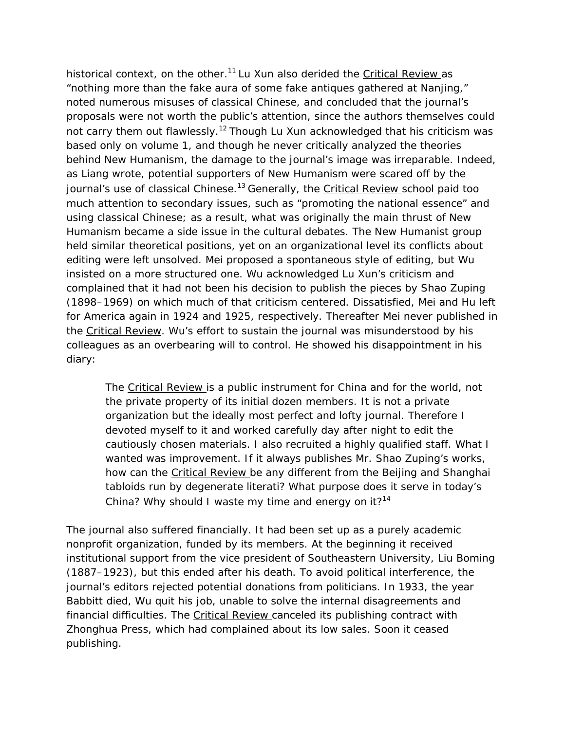historical context, on the other.[11] Lu Xun also derided the Critical Review as "nothing more than the fake aura of some fake antiques gathered at Nanjing," noted numerous misuses of classical Chinese, and concluded that the journal's proposals were not worth the public's attention, since the authors themselves could not carry them out flawlessly.[12] Though Lu Xun acknowledged that his criticism was based only on volume 1, and though he never critically analyzed the theories behind New Humanism, the damage to the journal's image was irreparable. Indeed, as Liang wrote, potential supporters of New Humanism were scared off by the journal's use of classical Chinese.[13] Generally, the Critical Review school paid too much attention to secondary issues, such as "promoting the national essence" and using classical Chinese; as a result, what was originally the main thrust of New Humanism became a side issue in the cultural debates. The New Humanist group held similar theoretical positions, yet on an organizational level its conflicts about editing were left unsolved. Mei proposed a spontaneous style of editing, but Wu insisted on a more structured one. Wu acknowledged Lu Xun's criticism and complained that it had not been his decision to publish the pieces by Shao Zuping (1898–1969) on which much of that criticism centered. Dissatisfied, Mei and Hu left for America again in 1924 and 1925, respectively. Thereafter Mei never published in the Critical Review. Wu's effort to sustain the journal was misunderstood by his colleagues as an overbearing will to control. He showed his disappointment in his diary:

> The Critical Review is a public instrument for China and for the world, not the private property of its initial dozen members. It is not a private organization but the ideally most perfect and lofty journal. Therefore I devoted myself to it and worked carefully day after night to edit the cautiously chosen materials. I also recruited a highly qualified staff. What I wanted was improvement. If it always publishes Mr. Shao Zuping's works, how can the Critical Review be any different from the Beijing and Shanghai tabloids run by degenerate literati? What purpose does it serve in today's China? Why should I waste my time and energy on it?[14]

The journal also suffered financially. It had been set up as a purely academic nonprofit organization, funded by its members. At the beginning it received institutional support from the vice president of Southeastern University, Liu Boming (1887–1923), but this ended after his death. To avoid political interference, the journal's editors rejected potential donations from politicians. In 1933, the year Babbitt died, Wu quit his job, unable to solve the internal disagreements and financial difficulties. The Critical Review canceled its publishing contract with Zhonghua Press, which had complained about its low sales. Soon it ceased publishing.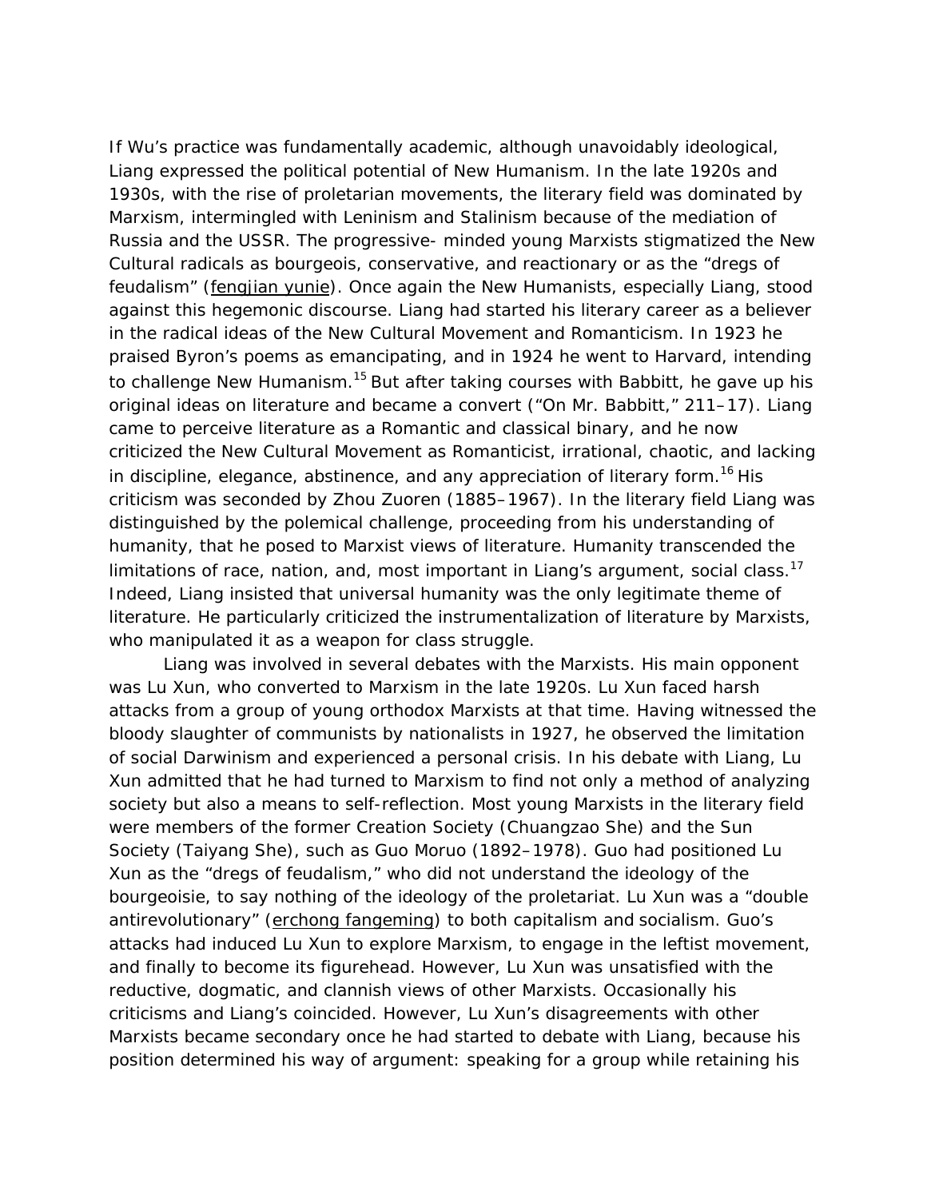If Wu's practice was fundamentally academic, although unavoidably ideological, Liang expressed the political potential of New Humanism. In the late 1920s and 1930s, with the rise of proletarian movements, the literary field was dominated by Marxism, intermingled with Leninism and Stalinism because of the mediation of Russia and the USSR. The progressive- minded young Marxists stigmatized the New Cultural radicals as bourgeois, conservative, and reactionary or as the "dregs of feudalism" (fengjian yunie). Once again the New Humanists, especially Liang, stood against this hegemonic discourse. Liang had started his literary career as a believer in the radical ideas of the New Cultural Movement and Romanticism. In 1923 he praised Byron's poems as emancipating, and in 1924 he went to Harvard, intending to challenge New Humanism.[15] But after taking courses with Babbitt, he gave up his original ideas on literature and became a convert ("On Mr. Babbitt," 211–17). Liang came to perceive literature as a Romantic and classical binary, and he now criticized the New Cultural Movement as Romanticist, irrational, chaotic, and lacking in discipline, elegance, abstinence, and any appreciation of literary form.[16] His criticism was seconded by Zhou Zuoren (1885–1967). In the literary field Liang was distinguished by the polemical challenge, proceeding from his understanding of humanity, that he posed to Marxist views of literature. Humanity transcended the limitations of race, nation, and, most important in Liang's argument, social class.[17] Indeed, Liang insisted that universal humanity was the only legitimate theme of literature. He particularly criticized the instrumentalization of literature by Marxists, who manipulated it as a weapon for class struggle.

Liang was involved in several debates with the Marxists. His main opponent was Lu Xun, who converted to Marxism in the late 1920s. Lu Xun faced harsh attacks from a group of young orthodox Marxists at that time. Having witnessed the bloody slaughter of communists by nationalists in 1927, he observed the limitation of social Darwinism and experienced a personal crisis. In his debate with Liang, Lu Xun admitted that he had turned to Marxism to find not only a method of analyzing society but also a means to self-reflection. Most young Marxists in the literary field were members of the former Creation Society (Chuangzao She) and the Sun Society (Taiyang She), such as Guo Moruo (1892–1978). Guo had positioned Lu Xun as the "dregs of feudalism," who did not understand the ideology of the bourgeoisie, to say nothing of the ideology of the proletariat. Lu Xun was a "double antirevolutionary" (erchong fangeming) to both capitalism and socialism. Guo's attacks had induced Lu Xun to explore Marxism, to engage in the leftist movement, and finally to become its figurehead. However, Lu Xun was unsatisfied with the reductive, dogmatic, and clannish views of other Marxists. Occasionally his criticisms and Liang's coincided. However, Lu Xun's disagreements with other Marxists became secondary once he had started to debate with Liang, because his position determined his way of argument: speaking for a group while retaining his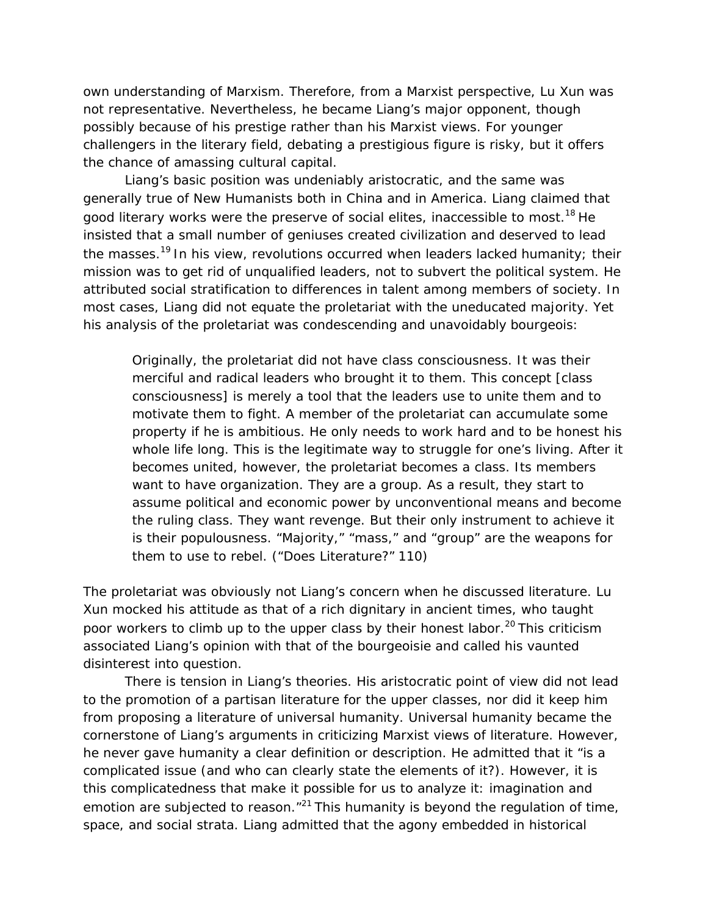own understanding of Marxism. Therefore, from a Marxist perspective, Lu Xun was not representative. Nevertheless, he became Liang's major opponent, though possibly because of his prestige rather than his Marxist views. For younger challengers in the literary field, debating a prestigious figure is risky, but it offers the chance of amassing cultural capital.

Liang's basic position was undeniably aristocratic, and the same was generally true of New Humanists both in China and in America. Liang claimed that good literary works were the preserve of social elites, inaccessible to most.[18] He insisted that a small number of geniuses created civilization and deserved to lead the masses.[19] In his view, revolutions occurred when leaders lacked humanity; their mission was to get rid of unqualified leaders, not to subvert the political system. He attributed social stratification to differences in talent among members of society. In most cases, Liang did not equate the proletariat with the uneducated majority. Yet his analysis of the proletariat was condescending and unavoidably bourgeois:

> Originally, the proletariat did not have class consciousness. It was their merciful and radical leaders who brought it to them. This concept [class consciousness] is merely a tool that the leaders use to unite them and to motivate them to fight. A member of the proletariat can accumulate some property if he is ambitious. He only needs to work hard and to be honest his whole life long. This is the legitimate way to struggle for one's living. After it becomes united, however, the proletariat becomes a class. Its members want to have organization. They are a group. As a result, they start to assume political and economic power by unconventional means and become the ruling class. They want revenge. But their only instrument to achieve it is their populousness. "Majority," "mass," and "group" are the weapons for them to use to rebel. ("Does Literature?" 110)

The proletariat was obviously not Liang's concern when he discussed literature. Lu Xun mocked his attitude as that of a rich dignitary in ancient times, who taught poor workers to climb up to the upper class by their honest labor.[20] This criticism associated Liang's opinion with that of the bourgeoisie and called his vaunted disinterest into question.

There is tension in Liang's theories. His aristocratic point of view did not lead to the promotion of a partisan literature for the upper classes, nor did it keep him from proposing a literature of universal humanity. Universal humanity became the cornerstone of Liang's arguments in criticizing Marxist views of literature. However, he never gave humanity a clear definition or description. He admitted that it "is a complicated issue (and who can clearly state the elements of it?). However, it is this complicatedness that make it possible for us to analyze it: imagination and emotion are subjected to reason."[21] This humanity is beyond the regulation of time, space, and social strata. Liang admitted that the agony embedded in historical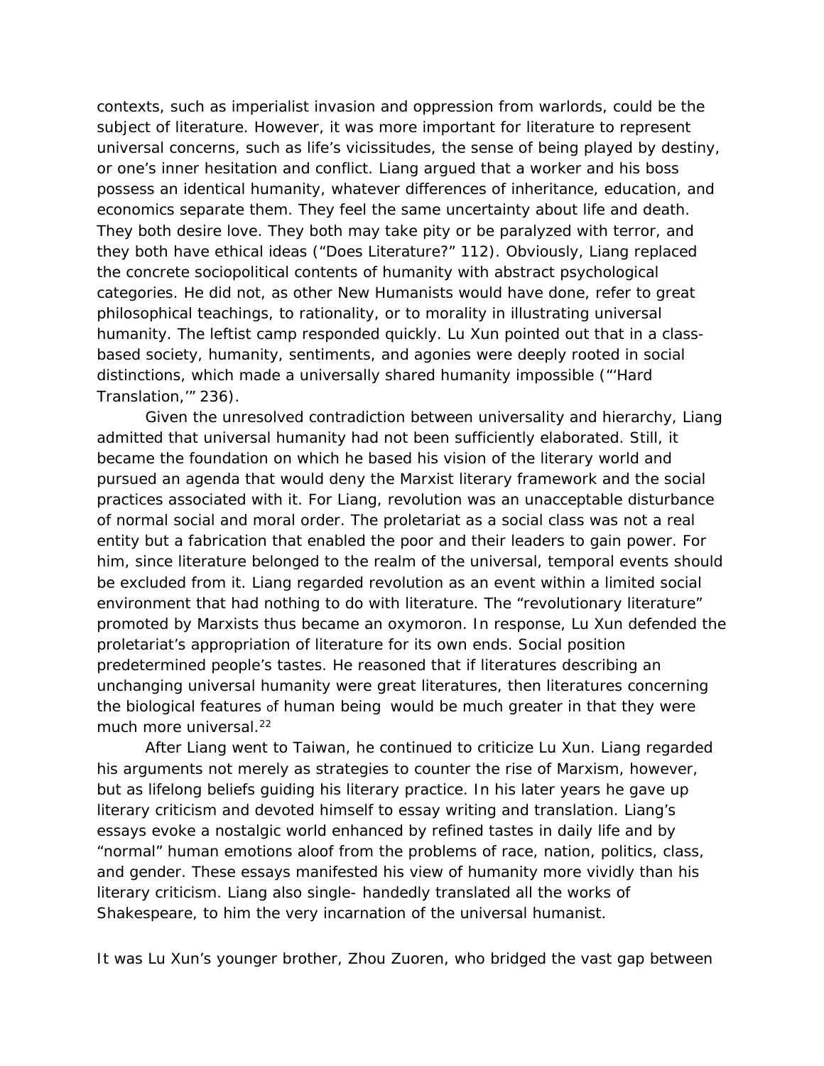contexts, such as imperialist invasion and oppression from warlords, could be the subject of literature. However, it was more important for literature to represent universal concerns, such as life's vicissitudes, the sense of being played by destiny, or one's inner hesitation and conflict. Liang argued that a worker and his boss possess an identical humanity, whatever differences of inheritance, education, and economics separate them. They feel the same uncertainty about life and death. They both desire love. They both may take pity or be paralyzed with terror, and they both have ethical ideas ("Does Literature?" 112). Obviously, Liang replaced the concrete sociopolitical contents of humanity with abstract psychological categories. He did not, as other New Humanists would have done, refer to great philosophical teachings, to rationality, or to morality in illustrating universal humanity. The leftist camp responded quickly. Lu Xun pointed out that in a class-based society, humanity, sentiments, and agonies were deeply rooted in social distinctions, which made a universally shared humanity impossible ("'Hard Translation,'" 236).

Given the unresolved contradiction between universality and hierarchy, Liang admitted that universal humanity had not been sufficiently elaborated. Still, it became the foundation on which he based his vision of the literary world and pursued an agenda that would deny the Marxist literary framework and the social practices associated with it. For Liang, revolution was an unacceptable disturbance of normal social and moral order. The proletariat as a social class was not a real entity but a fabrication that enabled the poor and their leaders to gain power. For him, since literature belonged to the realm of the universal, temporal events should be excluded from it. Liang regarded revolution as an event within a limited social environment that had nothing to do with literature. The "revolutionary literature" promoted by Marxists thus became an oxymoron. In response, Lu Xun defended the proletariat's appropriation of literature for its own ends. Social position predetermined people's tastes. He reasoned that if literatures describing an unchanging universal humanity were great literatures, then literatures concerning the biological features of human being would be much greater in that they were much more universal.[22]

After Liang went to Taiwan, he continued to criticize Lu Xun. Liang regarded his arguments not merely as strategies to counter the rise of Marxism, however, but as lifelong beliefs guiding his literary practice. In his later years he gave up literary criticism and devoted himself to essay writing and translation. Liang's essays evoke a nostalgic world enhanced by refined tastes in daily life and by "normal" human emotions aloof from the problems of race, nation, politics, class, and gender. These essays manifested his view of humanity more vividly than his literary criticism. Liang also single- handedly translated all the works of Shakespeare, to him the very incarnation of the universal humanist.

It was Lu Xun's younger brother, Zhou Zuoren, who bridged the vast gap between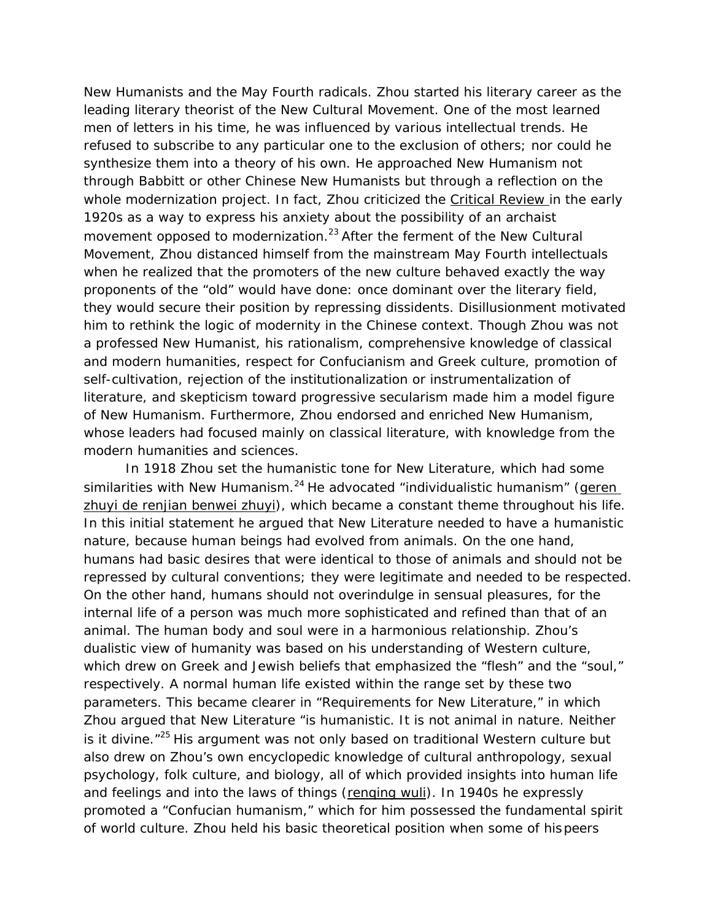New Humanists and the May Fourth radicals. Zhou started his literary career as the leading literary theorist of the New Cultural Movement. One of the most learned men of letters in his time, he was influenced by various intellectual trends. He refused to subscribe to any particular one to the exclusion of others; nor could he synthesize them into a theory of his own. He approached New Humanism not through Babbitt or other Chinese New Humanists but through a reflection on the whole modernization project. In fact, Zhou criticized the Critical Review in the early 1920s as a way to express his anxiety about the possibility of an archaist movement opposed to modernization.[23] After the ferment of the New Cultural Movement, Zhou distanced himself from the mainstream May Fourth intellectuals when he realized that the promoters of the new culture behaved exactly the way proponents of the "old" would have done: once dominant over the literary field, they would secure their position by repressing dissidents. Disillusionment motivated him to rethink the logic of modernity in the Chinese context. Though Zhou was not a professed New Humanist, his rationalism, comprehensive knowledge of classical and modern humanities, respect for Confucianism and Greek culture, promotion of self-cultivation, rejection of the institutionalization or instrumentalization of literature, and skepticism toward progressive secularism made him a model figure of New Humanism. Furthermore, Zhou endorsed and enriched New Humanism, whose leaders had focused mainly on classical literature, with knowledge from the modern humanities and sciences.

In 1918 Zhou set the humanistic tone for New Literature, which had some similarities with New Humanism.[24] He advocated "individualistic humanism" (geren zhuyi de renjian benwei zhuyi), which became a constant theme throughout his life. In this initial statement he argued that New Literature needed to have a humanistic nature, because human beings had evolved from animals. On the one hand, humans had basic desires that were identical to those of animals and should not be repressed by cultural conventions; they were legitimate and needed to be respected. On the other hand, humans should not overindulge in sensual pleasures, for the internal life of a person was much more sophisticated and refined than that of an animal. The human body and soul were in a harmonious relationship. Zhou's dualistic view of humanity was based on his understanding of Western culture, which drew on Greek and Jewish beliefs that emphasized the "flesh" and the "soul," respectively. A normal human life existed within the range set by these two parameters. This became clearer in "Requirements for New Literature," in which Zhou argued that New Literature "is humanistic. It is not animal in nature. Neither is it divine."[25] His argument was not only based on traditional Western culture but also drew on Zhou's own encyclopedic knowledge of cultural anthropology, sexual psychology, folk culture, and biology, all of which provided insights into human life and feelings and into the laws of things (renqing wuli). In 1940s he expressly promoted a "Confucian humanism," which for him possessed the fundamental spirit of world culture. Zhou held his basic theoretical position when some of his peers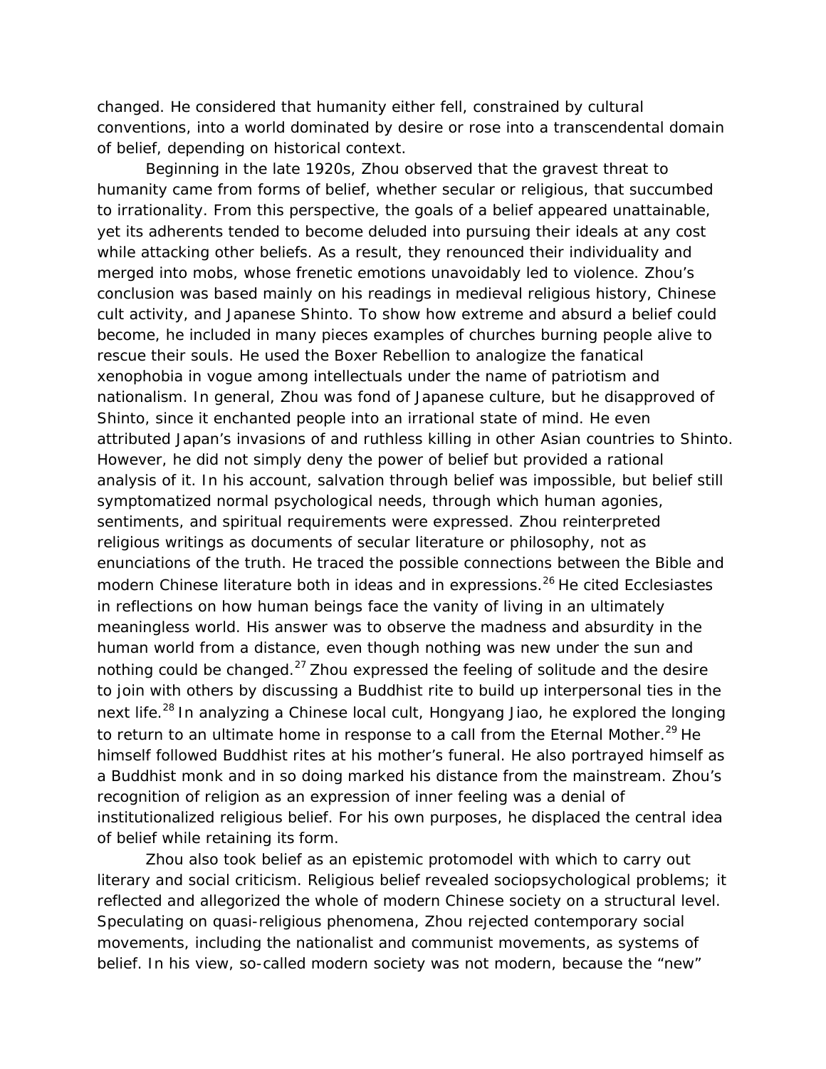changed. He considered that humanity either fell, constrained by cultural conventions, into a world dominated by desire or rose into a transcendental domain of belief, depending on historical context.

Beginning in the late 1920s, Zhou observed that the gravest threat to humanity came from forms of belief, whether secular or religious, that succumbed to irrationality. From this perspective, the goals of a belief appeared unattainable, yet its adherents tended to become deluded into pursuing their ideals at any cost while attacking other beliefs. As a result, they renounced their individuality and merged into mobs, whose frenetic emotions unavoidably led to violence. Zhou's conclusion was based mainly on his readings in medieval religious history, Chinese cult activity, and Japanese Shinto. To show how extreme and absurd a belief could become, he included in many pieces examples of churches burning people alive to rescue their souls. He used the Boxer Rebellion to analogize the fanatical xenophobia in vogue among intellectuals under the name of patriotism and nationalism. In general, Zhou was fond of Japanese culture, but he disapproved of Shinto, since it enchanted people into an irrational state of mind. He even attributed Japan's invasions of and ruthless killing in other Asian countries to Shinto. However, he did not simply deny the power of belief but provided a rational analysis of it. In his account, salvation through belief was impossible, but belief still symptomatized normal psychological needs, through which human agonies, sentiments, and spiritual requirements were expressed. Zhou reinterpreted religious writings as documents of secular literature or philosophy, not as enunciations of the truth. He traced the possible connections between the Bible and modern Chinese literature both in ideas and in expressions.[26] He cited Ecclesiastes in reflections on how human beings face the vanity of living in an ultimately meaningless world. His answer was to observe the madness and absurdity in the human world from a distance, even though nothing was new under the sun and nothing could be changed.[27] Zhou expressed the feeling of solitude and the desire to join with others by discussing a Buddhist rite to build up interpersonal ties in the next life.[28] In analyzing a Chinese local cult, Hongyang Jiao, he explored the longing to return to an ultimate home in response to a call from the Eternal Mother.[29] He himself followed Buddhist rites at his mother's funeral. He also portrayed himself as a Buddhist monk and in so doing marked his distance from the mainstream. Zhou's recognition of religion as an expression of inner feeling was a denial of institutionalized religious belief. For his own purposes, he displaced the central idea of belief while retaining its form.

Zhou also took belief as an epistemic protomodel with which to carry out literary and social criticism. Religious belief revealed sociopsychological problems; it reflected and allegorized the whole of modern Chinese society on a structural level. Speculating on quasi-religious phenomena, Zhou rejected contemporary social movements, including the nationalist and communist movements, as systems of belief. In his view, so-called modern society was not modern, because the "new"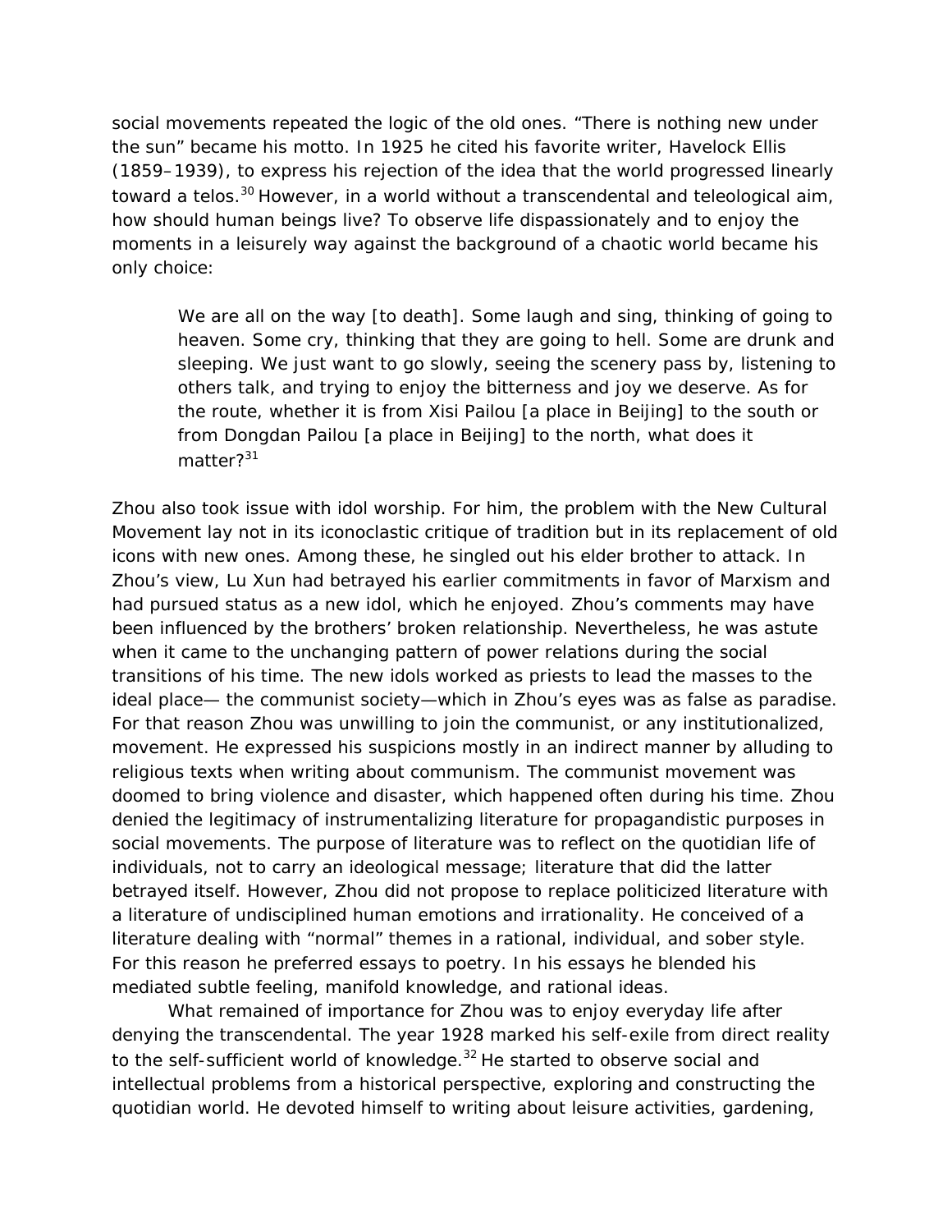social movements repeated the logic of the old ones. “There is nothing new under the sun” became his motto. In 1925 he cited his favorite writer, Havelock Ellis (1859–1939), to express his rejection of the idea that the world progressed linearly toward a telos.[30] However, in a world without a transcendental and teleological aim, how should human beings live? To observe life dispassionately and to enjoy the moments in a leisurely way against the background of a chaotic world became his only choice:

> We are all on the way [to death]. Some laugh and sing, thinking of going to heaven. Some cry, thinking that they are going to hell. Some are drunk and sleeping. We just want to go slowly, seeing the scenery pass by, listening to others talk, and trying to enjoy the bitterness and joy we deserve. As for the route, whether it is from Xisi Pailou [a place in Beijing] to the south or from Dongdan Pailou [a place in Beijing] to the north, what does it matter?[31]

Zhou also took issue with idol worship. For him, the problem with the New Cultural Movement lay not in its iconoclastic critique of tradition but in its replacement of old icons with new ones. Among these, he singled out his elder brother to attack. In Zhou’s view, Lu Xun had betrayed his earlier commitments in favor of Marxism and had pursued status as a new idol, which he enjoyed. Zhou’s comments may have been influenced by the brothers’ broken relationship. Nevertheless, he was astute when it came to the unchanging pattern of power relations during the social transitions of his time. The new idols worked as priests to lead the masses to the ideal place— the communist society—which in Zhou’s eyes was as false as paradise. For that reason Zhou was unwilling to join the communist, or any institutionalized, movement. He expressed his suspicions mostly in an indirect manner by alluding to religious texts when writing about communism. The communist movement was doomed to bring violence and disaster, which happened often during his time. Zhou denied the legitimacy of instrumentalizing literature for propagandistic purposes in social movements. The purpose of literature was to reflect on the quotidian life of individuals, not to carry an ideological message; literature that did the latter betrayed itself. However, Zhou did not propose to replace politicized literature with a literature of undisciplined human emotions and irrationality. He conceived of a literature dealing with “normal” themes in a rational, individual, and sober style. For this reason he preferred essays to poetry. In his essays he blended his mediated subtle feeling, manifold knowledge, and rational ideas.

What remained of importance for Zhou was to enjoy everyday life after denying the transcendental. The year 1928 marked his self-exile from direct reality to the self-sufficient world of knowledge.[32] He started to observe social and intellectual problems from a historical perspective, exploring and constructing the quotidian world. He devoted himself to writing about leisure activities, gardening,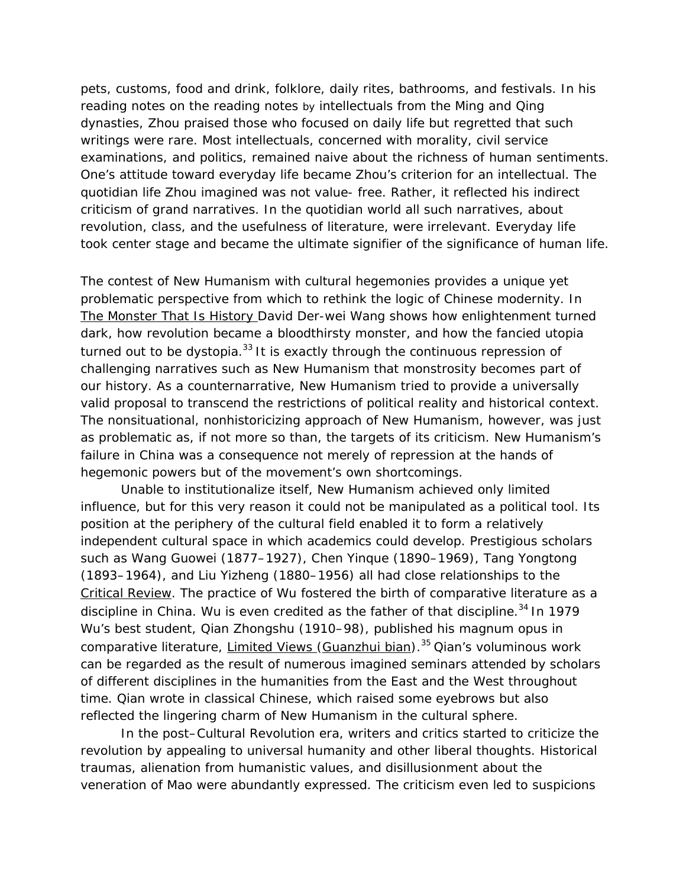pets, customs, food and drink, folklore, daily rites, bathrooms, and festivals. In his reading notes on the reading notes by intellectuals from the Ming and Qing dynasties, Zhou praised those who focused on daily life but regretted that such writings were rare. Most intellectuals, concerned with morality, civil service examinations, and politics, remained naive about the richness of human sentiments. One's attitude toward everyday life became Zhou's criterion for an intellectual. The quotidian life Zhou imagined was not value- free. Rather, it reflected his indirect criticism of grand narratives. In the quotidian world all such narratives, about revolution, class, and the usefulness of literature, were irrelevant. Everyday life took center stage and became the ultimate signifier of the significance of human life.

The contest of New Humanism with cultural hegemonies provides a unique yet problematic perspective from which to rethink the logic of Chinese modernity. In The Monster That Is History David Der-wei Wang shows how enlightenment turned dark, how revolution became a bloodthirsty monster, and how the fancied utopia turned out to be dystopia.[33] It is exactly through the continuous repression of challenging narratives such as New Humanism that monstrosity becomes part of our history. As a counternarrative, New Humanism tried to provide a universally valid proposal to transcend the restrictions of political reality and historical context. The nonsituational, nonhistoricizing approach of New Humanism, however, was just as problematic as, if not more so than, the targets of its criticism. New Humanism's failure in China was a consequence not merely of repression at the hands of hegemonic powers but of the movement's own shortcomings.

Unable to institutionalize itself, New Humanism achieved only limited influence, but for this very reason it could not be manipulated as a political tool. Its position at the periphery of the cultural field enabled it to form a relatively independent cultural space in which academics could develop. Prestigious scholars such as Wang Guowei (1877–1927), Chen Yinque (1890–1969), Tang Yongtong (1893–1964), and Liu Yizheng (1880–1956) all had close relationships to the Critical Review. The practice of Wu fostered the birth of comparative literature as a discipline in China. Wu is even credited as the father of that discipline.[34] In 1979 Wu's best student, Qian Zhongshu (1910–98), published his magnum opus in comparative literature, Limited Views (Guanzhui bian).[35] Qian's voluminous work can be regarded as the result of numerous imagined seminars attended by scholars of different disciplines in the humanities from the East and the West throughout time. Qian wrote in classical Chinese, which raised some eyebrows but also reflected the lingering charm of New Humanism in the cultural sphere.

In the post–Cultural Revolution era, writers and critics started to criticize the revolution by appealing to universal humanity and other liberal thoughts. Historical traumas, alienation from humanistic values, and disillusionment about the veneration of Mao were abundantly expressed. The criticism even led to suspicions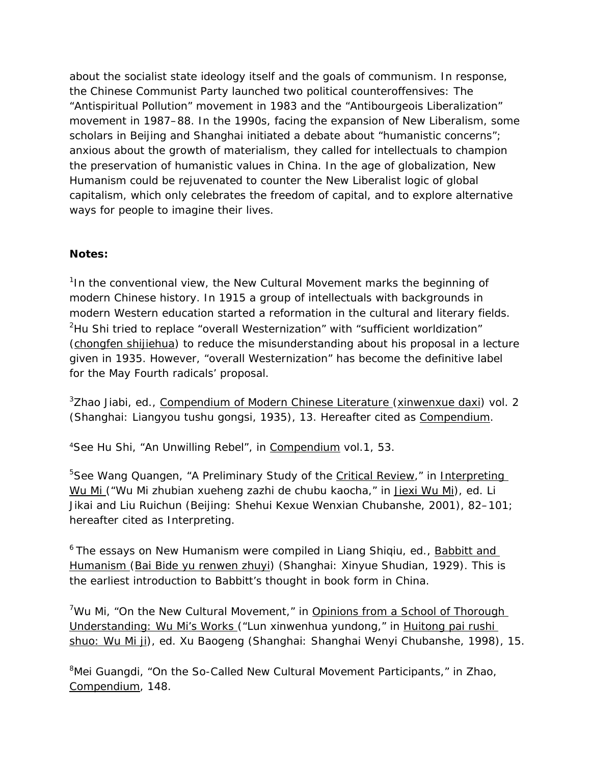about the socialist state ideology itself and the goals of communism. In response, the Chinese Communist Party launched two political counteroffensives: The "Antispiritual Pollution" movement in 1983 and the "Antibourgeois Liberalization" movement in 1987–88. In the 1990s, facing the expansion of New Liberalism, some scholars in Beijing and Shanghai initiated a debate about "humanistic concerns"; anxious about the growth of materialism, they called for intellectuals to champion the preservation of humanistic values in China. In the age of globalization, New Humanism could be rejuvenated to counter the New Liberalist logic of global capitalism, which only celebrates the freedom of capital, and to explore alternative ways for people to imagine their lives.

**Notes:**

[1]In the conventional view, the New Cultural Movement marks the beginning of modern Chinese history. In 1915 a group of intellectuals with backgrounds in modern Western education started a reformation in the cultural and literary fields.
[2]Hu Shi tried to replace "overall Westernization" with "sufficient worldization" (chongfen shijiehua) to reduce the misunderstanding about his proposal in a lecture given in 1935. However, "overall Westernization" has become the definitive label for the May Fourth radicals' proposal.

[3]Zhao Jiabi, ed., Compendium of Modern Chinese Literature (xinwenxue daxi) vol. 2 (Shanghai: Liangyou tushu gongsi, 1935), 13. Hereafter cited as Compendium.

[4]See Hu Shi, "An Unwilling Rebel", in Compendium vol.1, 53.

[5]See Wang Quangen, "A Preliminary Study of the Critical Review," in Interpreting Wu Mi ("Wu Mi zhubian xueheng zazhi de chubu kaocha," in Jiexi Wu Mi), ed. Li Jikai and Liu Ruichun (Beijing: Shehui Kexue Wenxian Chubanshe, 2001), 82–101; hereafter cited as Interpreting.

[6] The essays on New Humanism were compiled in Liang Shiqiu, ed., Babbitt and Humanism (Bai Bide yu renwen zhuyi) (Shanghai: Xinyue Shudian, 1929). This is the earliest introduction to Babbitt's thought in book form in China.

[7]Wu Mi, "On the New Cultural Movement," in Opinions from a School of Thorough Understanding: Wu Mi's Works ("Lun xinwenhua yundong," in Huitong pai rushi shuo: Wu Mi ji), ed. Xu Baogeng (Shanghai: Shanghai Wenyi Chubanshe, 1998), 15.

[8]Mei Guangdi, "On the So-Called New Cultural Movement Participants," in Zhao, Compendium, 148.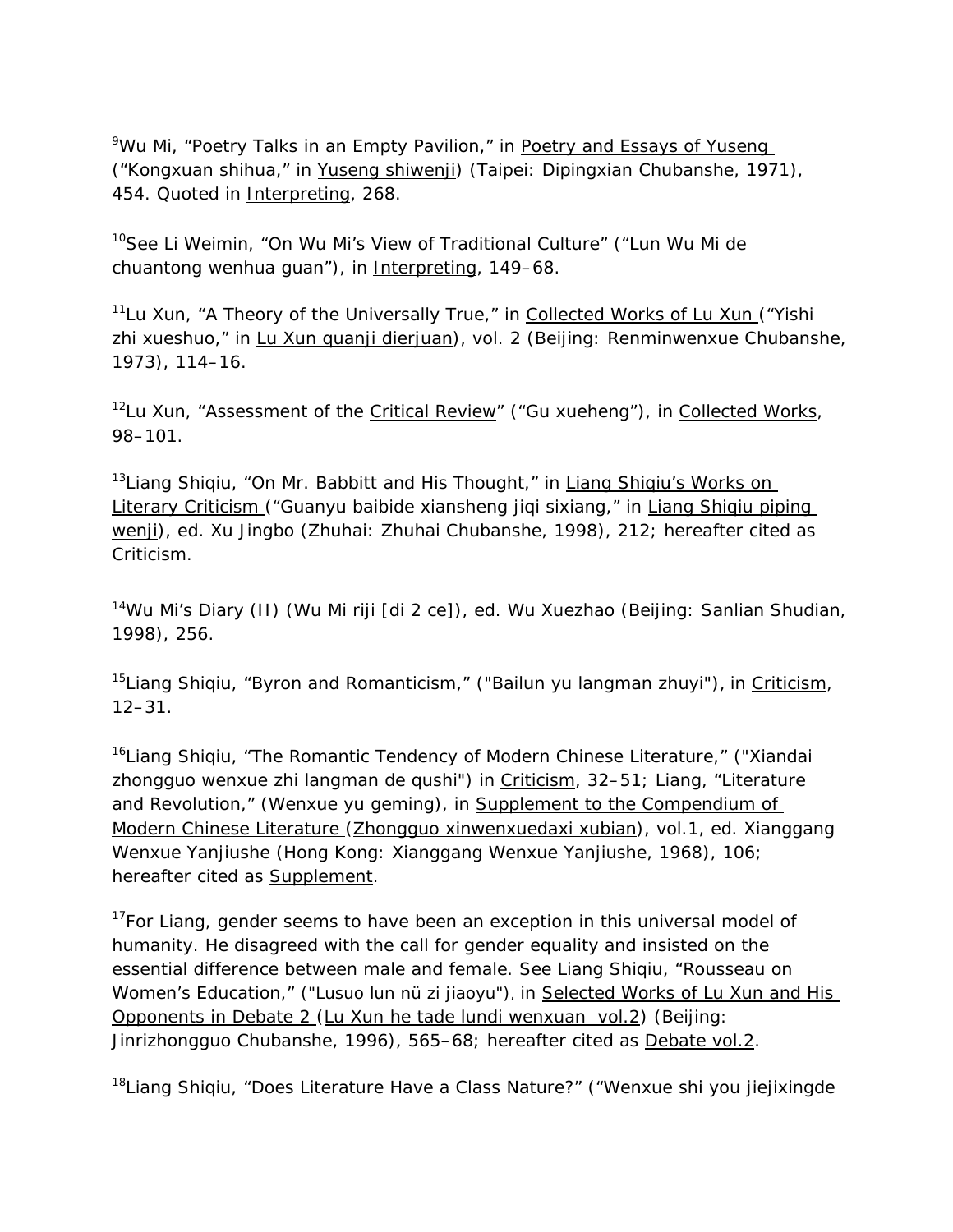[9]Wu Mi, "Poetry Talks in an Empty Pavilion," in Poetry and Essays of Yuseng ("Kongxuan shihua," in Yuseng shiwenji) (Taipei: Dipingxian Chubanshe, 1971), 454. Quoted in Interpreting, 268.

[10]See Li Weimin, "On Wu Mi's View of Traditional Culture" ("Lun Wu Mi de chuantong wenhua guan"), in Interpreting, 149–68.

[11]Lu Xun, "A Theory of the Universally True," in Collected Works of Lu Xun ("Yishi zhi xueshuo," in Lu Xun quanji dierjuan), vol. 2 (Beijing: Renminwenxue Chubanshe, 1973), 114–16.

[12]Lu Xun, "Assessment of the Critical Review" ("Gu xueheng"), in Collected Works, 98–101.

[13]Liang Shiqiu, "On Mr. Babbitt and His Thought," in Liang Shiqiu's Works on Literary Criticism ("Guanyu baibide xiansheng jiqi sixiang," in Liang Shiqiu piping wenji), ed. Xu Jingbo (Zhuhai: Zhuhai Chubanshe, 1998), 212; hereafter cited as Criticism.

[14]Wu Mi's Diary (II) (Wu Mi riji [di 2 ce]), ed. Wu Xuezhao (Beijing: Sanlian Shudian, 1998), 256.

[15]Liang Shiqiu, "Byron and Romanticism," ("Bailun yu langman zhuyi"), in Criticism, 12–31.

[16]Liang Shiqiu, "The Romantic Tendency of Modern Chinese Literature," ("Xiandai zhongguo wenxue zhi langman de qushi") in Criticism, 32–51; Liang, "Literature and Revolution," (Wenxue yu geming), in Supplement to the Compendium of Modern Chinese Literature (Zhongguo xinwenxuedaxi xubian), vol.1, ed. Xianggang Wenxue Yanjiushe (Hong Kong: Xianggang Wenxue Yanjiushe, 1968), 106; hereafter cited as Supplement.

[17]For Liang, gender seems to have been an exception in this universal model of humanity. He disagreed with the call for gender equality and insisted on the essential difference between male and female. See Liang Shiqiu, "Rousseau on Women's Education," ("Lusuo lun nü zi jiaoyu"), in Selected Works of Lu Xun and His Opponents in Debate 2 (Lu Xun he tade lundi wenxuan vol.2) (Beijing: Jinrizhongguo Chubanshe, 1996), 565–68; hereafter cited as Debate vol.2.

[18]Liang Shiqiu, "Does Literature Have a Class Nature?" ("Wenxue shi you jiejixingde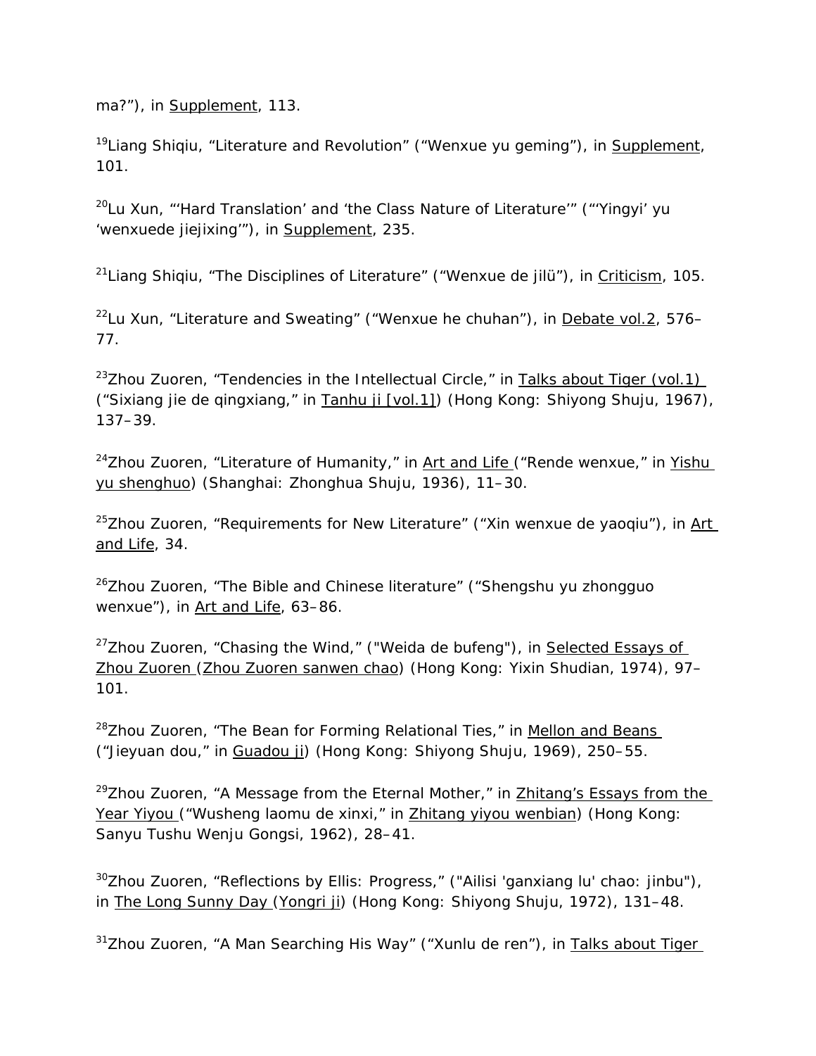ma?”), in Supplement, 113.

[19]Liang Shiqiu, “Literature and Revolution” (“Wenxue yu geming”), in Supplement, 101.

[20]Lu Xun, “‘Hard Translation’ and ‘the Class Nature of Literature’” (“‘Yingyi’ yu ‘wenxuede jiejixing’”), in Supplement, 235.

[21]Liang Shiqiu, “The Disciplines of Literature” (“Wenxue de jilü”), in Criticism, 105.

[22]Lu Xun, “Literature and Sweating” (“Wenxue he chuhan”), in Debate vol.2, 576–77.

[23]Zhou Zuoren, “Tendencies in the Intellectual Circle,” in Talks about Tiger (vol.1) (“Sixiang jie de qingxiang,” in Tanhu ji [vol.1]) (Hong Kong: Shiyong Shuju, 1967), 137–39.

[24]Zhou Zuoren, “Literature of Humanity,” in Art and Life (“Rende wenxue,” in Yishu yu shenghuo) (Shanghai: Zhonghua Shuju, 1936), 11–30.

[25]Zhou Zuoren, “Requirements for New Literature” (“Xin wenxue de yaoqiu”), in Art and Life, 34.

[26]Zhou Zuoren, “The Bible and Chinese literature” (“Shengshu yu zhongguo wenxue”), in Art and Life, 63–86.

[27]Zhou Zuoren, “Chasing the Wind,” ("Weida de bufeng"), in Selected Essays of Zhou Zuoren (Zhou Zuoren sanwen chao) (Hong Kong: Yixin Shudian, 1974), 97–101.

[28]Zhou Zuoren, “The Bean for Forming Relational Ties,” in Mellon and Beans (“Jieyuan dou,” in Guadou ji) (Hong Kong: Shiyong Shuju, 1969), 250–55.

[29]Zhou Zuoren, “A Message from the Eternal Mother,” in Zhitang’s Essays from the Year Yiyou (“Wusheng laomu de xinxi,” in Zhitang yiyou wenbian) (Hong Kong: Sanyu Tushu Wenju Gongsi, 1962), 28–41.

[30]Zhou Zuoren, “Reflections by Ellis: Progress,” ("Ailisi 'ganxiang lu' chao: jinbu"), in The Long Sunny Day (Yongri ji) (Hong Kong: Shiyong Shuju, 1972), 131–48.

[31]Zhou Zuoren, “A Man Searching His Way” (“Xunlu de ren”), in Talks about Tiger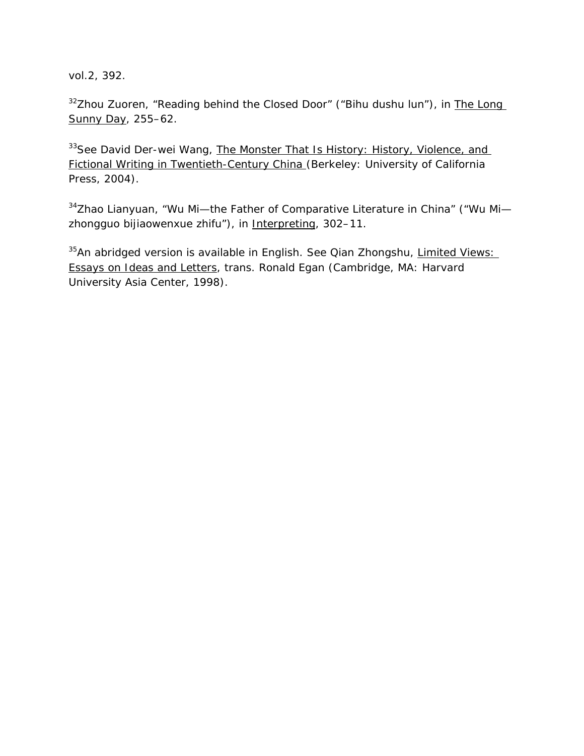vol.2, 392.

[32]Zhou Zuoren, “Reading behind the Closed Door” (“Bihu dushu lun”), in The Long Sunny Day, 255–62.

[33]See David Der-wei Wang, The Monster That Is History: History, Violence, and Fictional Writing in Twentieth-Century China (Berkeley: University of California Press, 2004).

[34]Zhao Lianyuan, “Wu Mi—the Father of Comparative Literature in China” (“Wu Mi—zhongguo bijiaowenxue zhifu”), in Interpreting, 302–11.

[35]An abridged version is available in English. See Qian Zhongshu, Limited Views: Essays on Ideas and Letters, trans. Ronald Egan (Cambridge, MA: Harvard University Asia Center, 1998).